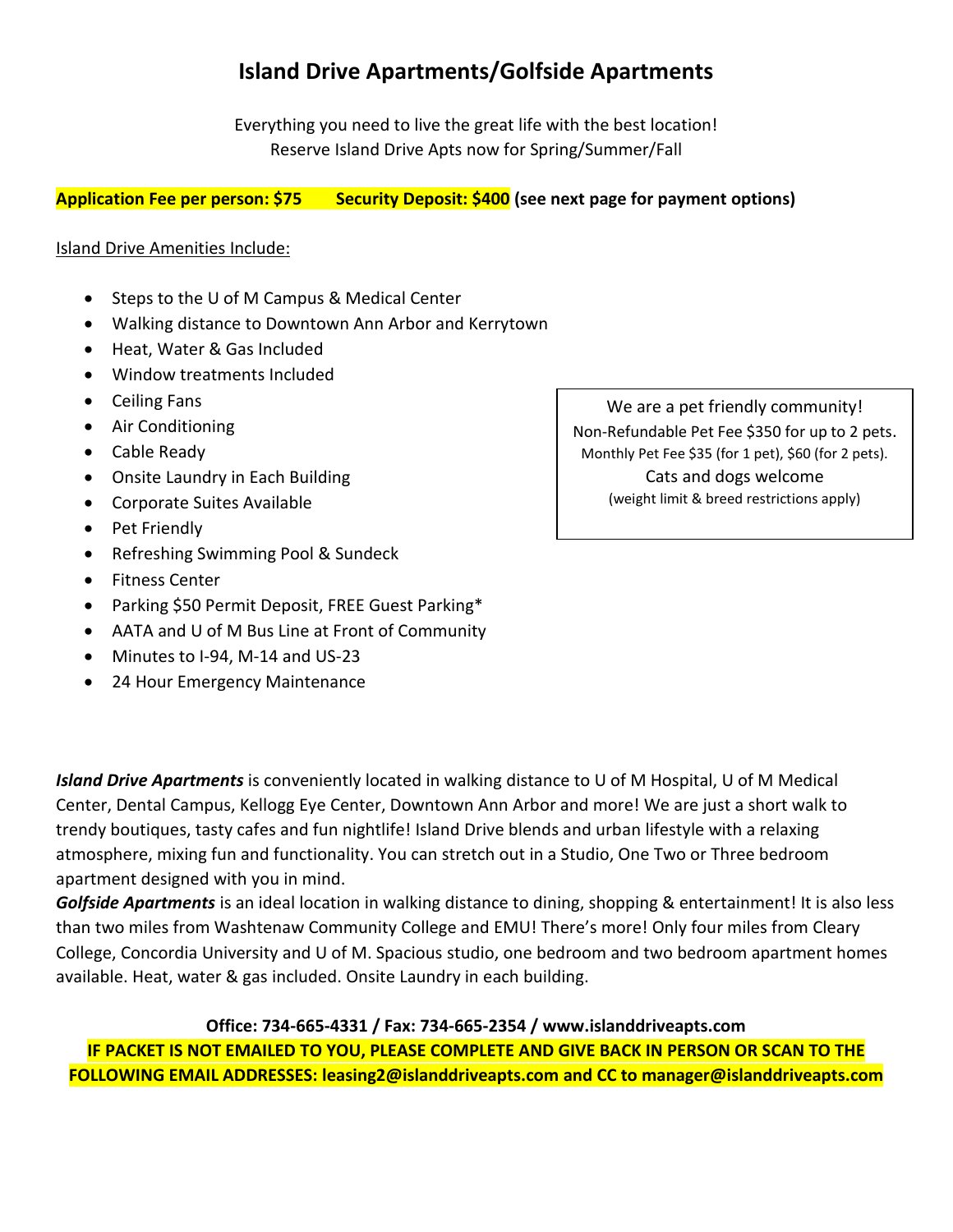# Island Drive Apartments/Golfside Apartments

Everything you need to live the great life with the best location!
Reserve Island Drive Apts now for Spring/Summer/Fall

**Application Fee per person: $75 Security Deposit: $400 (see next page for payment options)**

Island Drive Amenities Include:

- Steps to the U of M Campus & Medical Center
- Walking distance to Downtown Ann Arbor and Kerrytown
- Heat, Water & Gas Included
- Window treatments Included
- Ceiling Fans
- Air Conditioning
- Cable Ready
- Onsite Laundry in Each Building
- Corporate Suites Available
- Pet Friendly
- Refreshing Swimming Pool & Sundeck
- Fitness Center
- Parking $50 Permit Deposit, FREE Guest Parking*
- AATA and U of M Bus Line at Front of Community
- Minutes to I-94, M-14 and US-23
- 24 Hour Emergency Maintenance

We are a pet friendly community!
Non-Refundable Pet Fee $350 for up to 2 pets.
Monthly Pet Fee $35 (for 1 pet), $60 (for 2 pets).
Cats and dogs welcome
(weight limit & breed restrictions apply)

***Island Drive Apartments*** is conveniently located in walking distance to U of M Hospital, U of M Medical Center, Dental Campus, Kellogg Eye Center, Downtown Ann Arbor and more! We are just a short walk to trendy boutiques, tasty cafes and fun nightlife! Island Drive blends and urban lifestyle with a relaxing atmosphere, mixing fun and functionality. You can stretch out in a Studio, One Two or Three bedroom apartment designed with you in mind.

***Golfside Apartments*** is an ideal location in walking distance to dining, shopping & entertainment! It is also less than two miles from Washtenaw Community College and EMU! There's more! Only four miles from Cleary College, Concordia University and U of M. Spacious studio, one bedroom and two bedroom apartment homes available. Heat, water & gas included. Onsite Laundry in each building.

**Office: 734-665-4331 / Fax: 734-665-2354 / www.islanddriveapts.com**

**IF PACKET IS NOT EMAILED TO YOU, PLEASE COMPLETE AND GIVE BACK IN PERSON OR SCAN TO THE FOLLOWING EMAIL ADDRESSES: leasing2@islanddriveapts.com and CC to manager@islanddriveapts.com**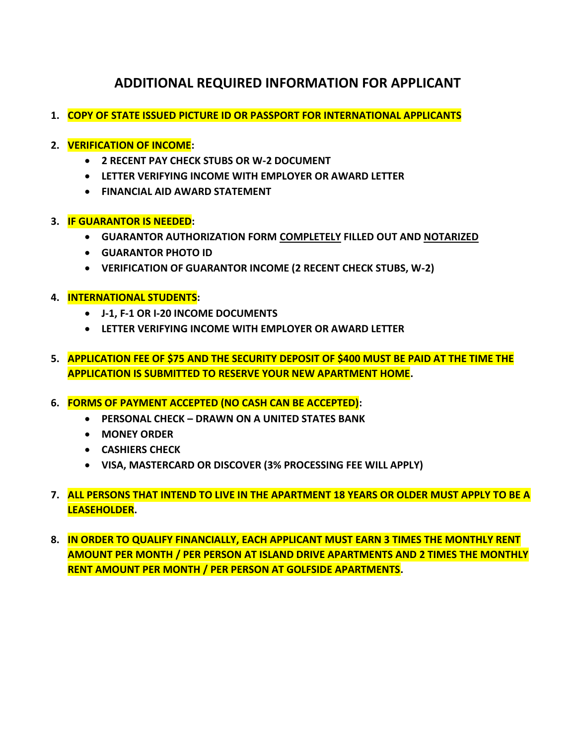# ADDITIONAL REQUIRED INFORMATION FOR APPLICANT

1. **COPY OF STATE ISSUED PICTURE ID OR PASSPORT FOR INTERNATIONAL APPLICANTS**

2. **VERIFICATION OF INCOME:**
   - **2 RECENT PAY CHECK STUBS OR W-2 DOCUMENT**
   - **LETTER VERIFYING INCOME WITH EMPLOYER OR AWARD LETTER**
   - **FINANCIAL AID AWARD STATEMENT**

3. **IF GUARANTOR IS NEEDED:**
   - **GUARANTOR AUTHORIZATION FORM COMPLETELY FILLED OUT AND NOTARIZED**
   - **GUARANTOR PHOTO ID**
   - **VERIFICATION OF GUARANTOR INCOME (2 RECENT CHECK STUBS, W-2)**

4. **INTERNATIONAL STUDENTS:**
   - **J-1, F-1 OR I-20 INCOME DOCUMENTS**
   - **LETTER VERIFYING INCOME WITH EMPLOYER OR AWARD LETTER**

5. **APPLICATION FEE OF $75 AND THE SECURITY DEPOSIT OF $400 MUST BE PAID AT THE TIME THE APPLICATION IS SUBMITTED TO RESERVE YOUR NEW APARTMENT HOME.**

6. **FORMS OF PAYMENT ACCEPTED (NO CASH CAN BE ACCEPTED):**
   - **PERSONAL CHECK – DRAWN ON A UNITED STATES BANK**
   - **MONEY ORDER**
   - **CASHIERS CHECK**
   - **VISA, MASTERCARD OR DISCOVER (3% PROCESSING FEE WILL APPLY)**

7. **ALL PERSONS THAT INTEND TO LIVE IN THE APARTMENT 18 YEARS OR OLDER MUST APPLY TO BE A LEASEHOLDER.**

8. **IN ORDER TO QUALIFY FINANCIALLY, EACH APPLICANT MUST EARN 3 TIMES THE MONTHLY RENT AMOUNT PER MONTH / PER PERSON AT ISLAND DRIVE APARTMENTS AND 2 TIMES THE MONTHLY RENT AMOUNT PER MONTH / PER PERSON AT GOLFSIDE APARTMENTS.**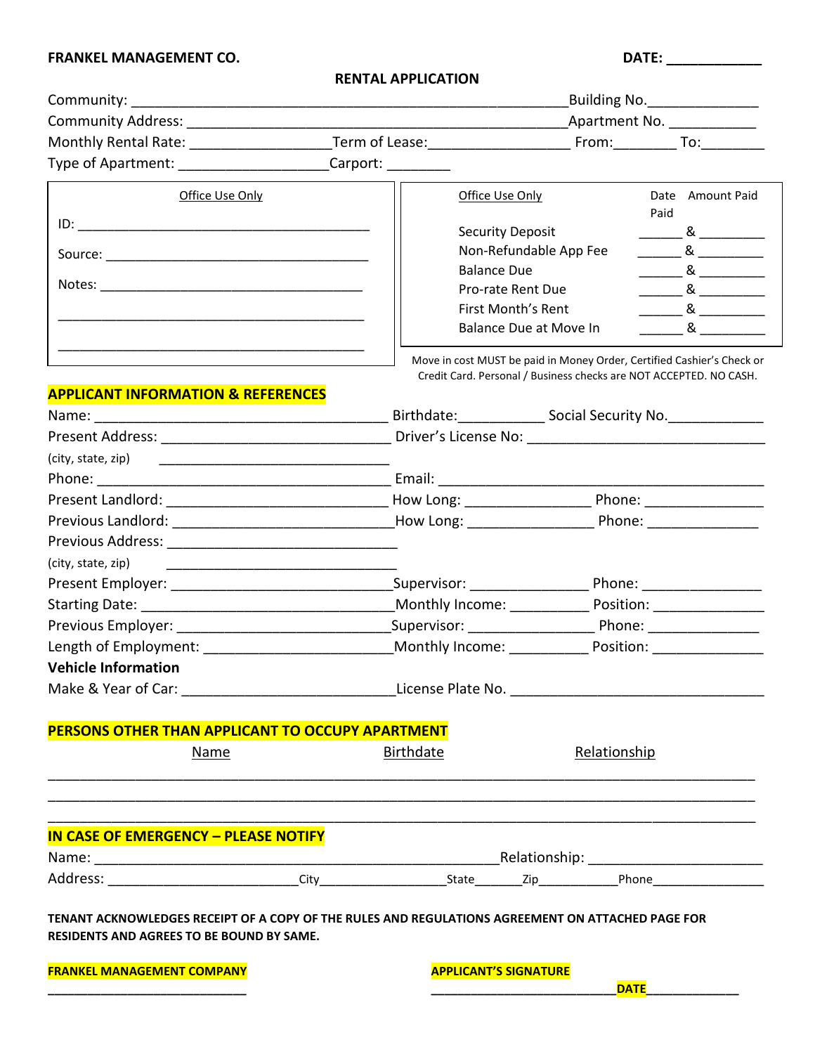**FRANKEL MANAGEMENT CO.** **DATE: ____________**

## RENTAL APPLICATION

Community: ________________________________________________________ Building No.______________

Community Address: ________________________________________________ Apartment No. ___________

Monthly Rental Rate: _________________ Term of Lease:_________________ From:________ To:________

Type of Apartment: ___________________ Carport: ________

| Office Use Only |
|---|
| ID: ________________________________________ |
| Source: ____________________________________ |
| Notes: _____________________________________ |
| ____________________________________________ |
| ____________________________________________ |

| Office Use Only | Date Paid | | Amount Paid |
|---|---|---|---|
| Security Deposit | ______ | & | _________ |
| Non-Refundable App Fee | ______ | & | _________ |
| Balance Due | ______ | & | _________ |
| Pro-rate Rent Due | ______ | & | _________ |
| First Month's Rent | ______ | & | _________ |
| Balance Due at Move In | ______ | & | _________ |

Move in cost MUST be paid in Money Order, Certified Cashier's Check or Credit Card. Personal / Business checks are NOT ACCEPTED. NO CASH.

### APPLICANT INFORMATION & REFERENCES

Name: _____________________________________ Birthdate:___________ Social Security No.____________

Present Address: ____________________________ Driver's License No: _____________________________

(city, state, zip) ________________________________

Phone: _____________________________________ Email: __________________________________________

Present Landlord: ____________________________ How Long: ________________ Phone: _______________

Previous Landlord: ___________________________ How Long: ________________ Phone: ______________

Previous Address: _____________________________

(city, state, zip) ________________________________

Present Employer: ____________________________ Supervisor: _______________ Phone: _______________

Starting Date: _______________________________ Monthly Income: __________ Position: ______________

Previous Employer: ___________________________ Supervisor: ________________ Phone: ______________

Length of Employment: ________________________ Monthly Income: __________ Position: ______________

**Vehicle Information**

Make & Year of Car: ___________________________ License Plate No. _______________________________

### PERSONS OTHER THAN APPLICANT TO OCCUPY APARTMENT

| Name | Birthdate | Relationship |
|---|---|---|
| | | |
| | | |
| | | |

### IN CASE OF EMERGENCY – PLEASE NOTIFY

Name: ______________________________________________________ Relationship: ______________________

Address: ________________________ City_________________ State_______ Zip___________ Phone________________

**TENANT ACKNOWLEDGES RECEIPT OF A COPY OF THE RULES AND REGULATIONS AGREEMENT ON ATTACHED PAGE FOR RESIDENTS AND AGREES TO BE BOUND BY SAME.**

**FRANKEL MANAGEMENT COMPANY**

___________________________

**APPLICANT'S SIGNATURE**

_________________________ **DATE** _____________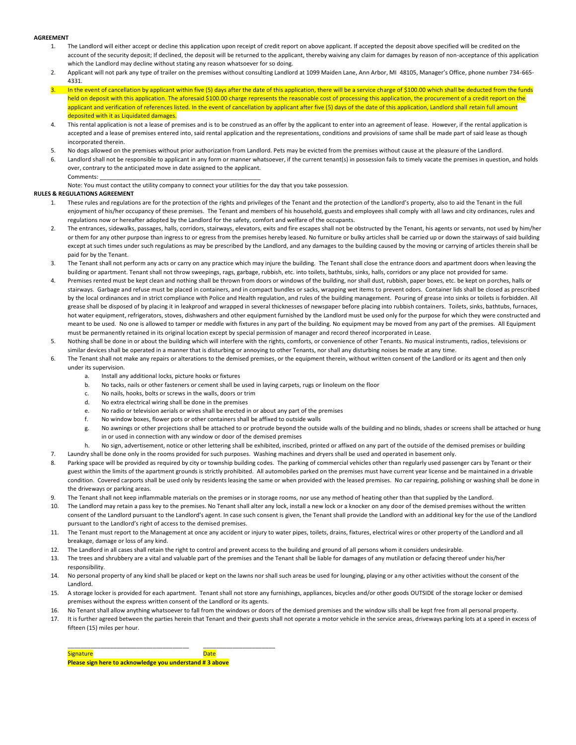**AGREEMENT**

1. The Landlord will either accept or decline this application upon receipt of credit report on above applicant. If accepted the deposit above specified will be credited on the account of the security deposit; If declined, the deposit will be returned to the applicant, thereby waiving any claim for damages by reason of non-acceptance of this application which the Landlord may decline without stating any reason whatsoever for so doing.
2. Applicant will not park any type of trailer on the premises without consulting Landlord at 1099 Maiden Lane, Ann Arbor, MI 48105, Manager's Office, phone number 734-665-4331.
3. In the event of cancellation by applicant within five (5) days after the date of this application, there will be a service charge of $100.00 which shall be deducted from the funds held on deposit with this application. The aforesaid $100.00 charge represents the reasonable cost of processing this application, the procurement of a credit report on the applicant and verification of references listed. In the event of cancellation by applicant after five (5) days of the date of this application, Landlord shall retain full amount deposited with it as Liquidated damages.
4. This rental application is not a lease of premises and is to be construed as an offer by the applicant to enter into an agreement of lease. However, if the rental application is accepted and a lease of premises entered into, said rental application and the representations, conditions and provisions of same shall be made part of said lease as though incorporated therein.
5. No dogs allowed on the premises without prior authorization from Landlord. Pets may be evicted from the premises without cause at the pleasure of the Landlord.
6. Landlord shall not be responsible to applicant in any form or manner whatsoever, if the current tenant(s) in possession fails to timely vacate the premises in question, and holds over, contrary to the anticipated move in date assigned to the applicant.

   Comments: ________________________________________________

   Note: You must contact the utility company to connect your utilities for the day that you take possession.

**RULES & REGULATIONS AGREEMENT**

1. These rules and regulations are for the protection of the rights and privileges of the Tenant and the protection of the Landlord's property, also to aid the Tenant in the full enjoyment of his/her occupancy of these premises. The Tenant and members of his household, guests and employees shall comply with all laws and city ordinances, rules and regulations now or hereafter adopted by the Landlord for the safety, comfort and welfare of the occupants.
2. The entrances, sidewalks, passages, halls, corridors, stairways, elevators, exits and fire escapes shall not be obstructed by the Tenant, his agents or servants, not used by him/her or them for any other purpose than ingress to or egress from the premises hereby leased. No furniture or bulky articles shall be carried up or down the stairways of said building except at such times under such regulations as may be prescribed by the Landlord, and any damages to the building caused by the moving or carrying of articles therein shall be paid for by the Tenant.
3. The Tenant shall not perform any acts or carry on any practice which may injure the building. The Tenant shall close the entrance doors and apartment doors when leaving the building or apartment. Tenant shall not throw sweepings, rags, garbage, rubbish, etc. into toilets, bathtubs, sinks, halls, corridors or any place not provided for same.
4. Premises rented must be kept clean and nothing shall be thrown from doors or windows of the building, nor shall dust, rubbish, paper boxes, etc. be kept on porches, halls or stairways. Garbage and refuse must be placed in containers, and in compact bundles or sacks, wrapping wet items to prevent odors. Container lids shall be closed as prescribed by the local ordinances and in strict compliance with Police and Health regulation, and rules of the building management. Pouring of grease into sinks or toilets is forbidden. All grease shall be disposed of by placing it in leakproof and wrapped in several thicknesses of newspaper before placing into rubbish containers. Toilets, sinks, bathtubs, furnaces, hot water equipment, refrigerators, stoves, dishwashers and other equipment furnished by the Landlord must be used only for the purpose for which they were constructed and meant to be used. No one is allowed to tamper or meddle with fixtures in any part of the building. No equipment may be moved from any part of the premises. All Equipment must be permanently retained in its original location except by special permission of manager and record thereof incorporated in Lease.
5. Nothing shall be done in or about the building which will interfere with the rights, comforts, or convenience of other Tenants. No musical instruments, radios, televisions or similar devices shall be operated in a manner that is disturbing or annoying to other Tenants, nor shall any disturbing noises be made at any time.
6. The Tenant shall not make any repairs or alterations to the demised premises, or the equipment therein, without written consent of the Landlord or its agent and then only under its supervision.
   a. Install any additional locks, picture hooks or fixtures
   b. No tacks, nails or other fasteners or cement shall be used in laying carpets, rugs or linoleum on the floor
   c. No nails, hooks, bolts or screws in the walls, doors or trim
   d. No extra electrical wiring shall be done in the premises
   e. No radio or television aerials or wires shall be erected in or about any part of the premises
   f. No window boxes, flower pots or other containers shall be affixed to outside walls
   g. No awnings or other projections shall be attached to or protrude beyond the outside walls of the building and no blinds, shades or screens shall be attached or hung in or used in connection with any window or door of the demised premises
   h. No sign, advertisement, notice or other lettering shall be exhibited, inscribed, printed or affixed on any part of the outside of the demised premises or building
7. Laundry shall be done only in the rooms provided for such purposes. Washing machines and dryers shall be used and operated in basement only.
8. Parking space will be provided as required by city or township building codes. The parking of commercial vehicles other than regularly used passenger cars by Tenant or their guest within the limits of the apartment grounds is strictly prohibited. All automobiles parked on the premises must have current year license and be maintained in a drivable condition. Covered carports shall be used only by residents leasing the same or when provided with the leased premises. No car repairing, polishing or washing shall be done in the driveways or parking areas.
9. The Tenant shall not keep inflammable materials on the premises or in storage rooms, nor use any method of heating other than that supplied by the Landlord.
10. The Landlord may retain a pass key to the premises. No Tenant shall alter any lock, install a new lock or a knocker on any door of the demised premises without the written consent of the Landlord pursuant to the Landlord's agent. In case such consent is given, the Tenant shall provide the Landlord with an additional key for the use of the Landlord pursuant to the Landlord's right of access to the demised premises.
11. The Tenant must report to the Management at once any accident or injury to water pipes, toilets, drains, fixtures, electrical wires or other property of the Landlord and all breakage, damage or loss of any kind.
12. The Landlord in all cases shall retain the right to control and prevent access to the building and ground of all persons whom it considers undesirable.
13. The trees and shrubbery are a vital and valuable part of the premises and the Tenant shall be liable for damages of any mutilation or defacing thereof under his/her responsibility.
14. No personal property of any kind shall be placed or kept on the lawns nor shall such areas be used for lounging, playing or any other activities without the consent of the Landlord.
15. A storage locker is provided for each apartment. Tenant shall not store any furnishings, appliances, bicycles and/or other goods OUTSIDE of the storage locker or demised premises without the express written consent of the Landlord or its agents.
16. No Tenant shall allow anything whatsoever to fall from the windows or doors of the demised premises and the window sills shall be kept free from all personal property.
17. It is further agreed between the parties herein that Tenant and their guests shall not operate a motor vehicle in the service areas, driveways parking lots at a speed in excess of fifteen (15) miles per hour.

____________________________________ ______________________

Signature Date

**Please sign here to acknowledge you understand # 3 above**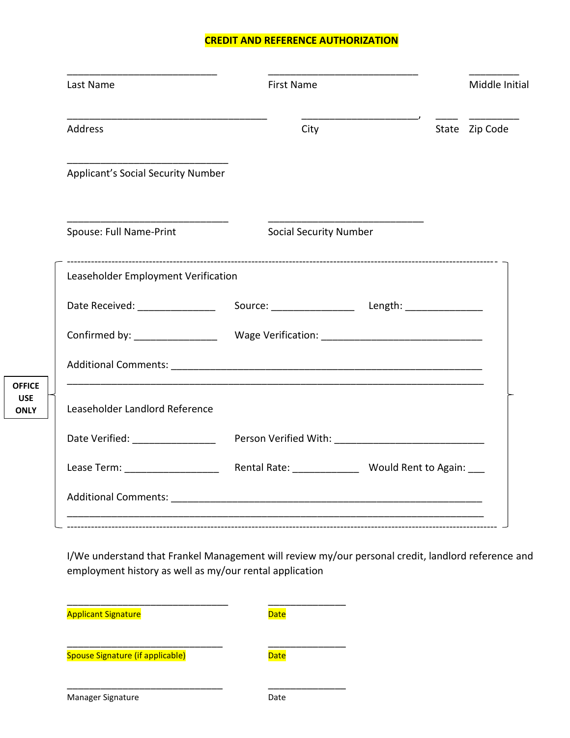# CREDIT AND REFERENCE AUTHORIZATION

___________________________ ___________________________ _________

Last Name First Name Middle Initial

____________________________________ ____________________, ____ _________

Address City State Zip Code

_____________________________

Applicant's Social Security Number

_____________________________ ____________________________

Spouse: Full Name-Print Social Security Number

---

**OFFICE USE ONLY**

Leaseholder Employment Verification

Date Received: ______________ Source: _______________ Length: ______________

Confirmed by: _______________ Wage Verification: _____________________________

Additional Comments: ________________________________________________________
_____________________________________________________________________________

Leaseholder Landlord Reference

Date Verified: _______________ Person Verified With: ___________________________

Lease Term: _________________ Rental Rate: ____________ Would Rent to Again: ___

Additional Comments: ________________________________________________________
_____________________________________________________________________________

---

I/We understand that Frankel Management will review my/our personal credit, landlord reference and employment history as well as my/our rental application

_____________________________ ______________

Applicant Signature Date

_____________________________ ______________

Spouse Signature (if applicable) Date

_____________________________ ______________

Manager Signature Date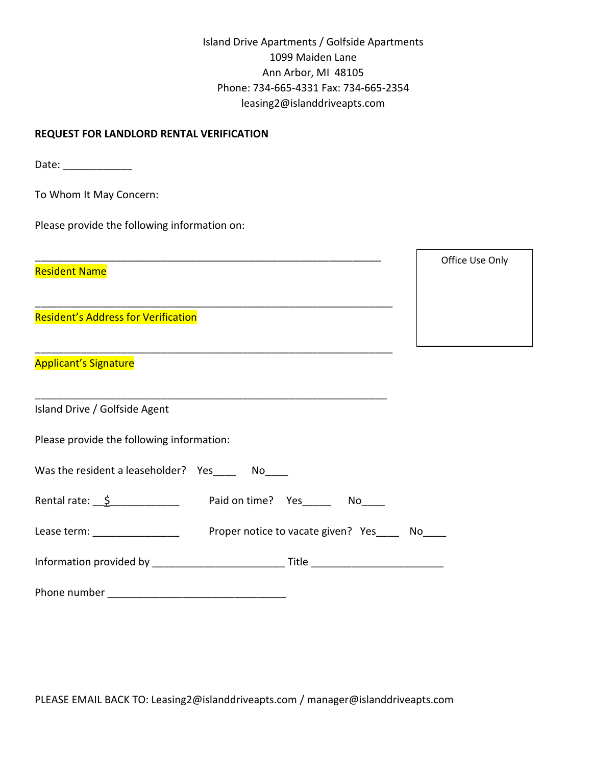Island Drive Apartments / Golfside Apartments
1099 Maiden Lane
Ann Arbor, MI 48105
Phone: 734-665-4331 Fax: 734-665-2354
leasing2@islanddriveapts.com

**REQUEST FOR LANDLORD RENTAL VERIFICATION**

Date: ____________

To Whom It May Concern:

Please provide the following information on:

_______________________________________________________________
Resident Name

_______________________________________________________________
Resident's Address for Verification

_______________________________________________________________
Applicant's Signature

_______________________________________________________________
Island Drive / Golfside Agent

| Office Use Only |
|---|
| |

Please provide the following information:

Was the resident a leaseholder? Yes____ No____

Rental rate: __$____________ Paid on time? Yes_____ No____

Lease term: _______________ Proper notice to vacate given? Yes____ No____

Information provided by ______________________ Title ______________________

Phone number ______________________________

PLEASE EMAIL BACK TO: Leasing2@islanddriveapts.com / manager@islanddriveapts.com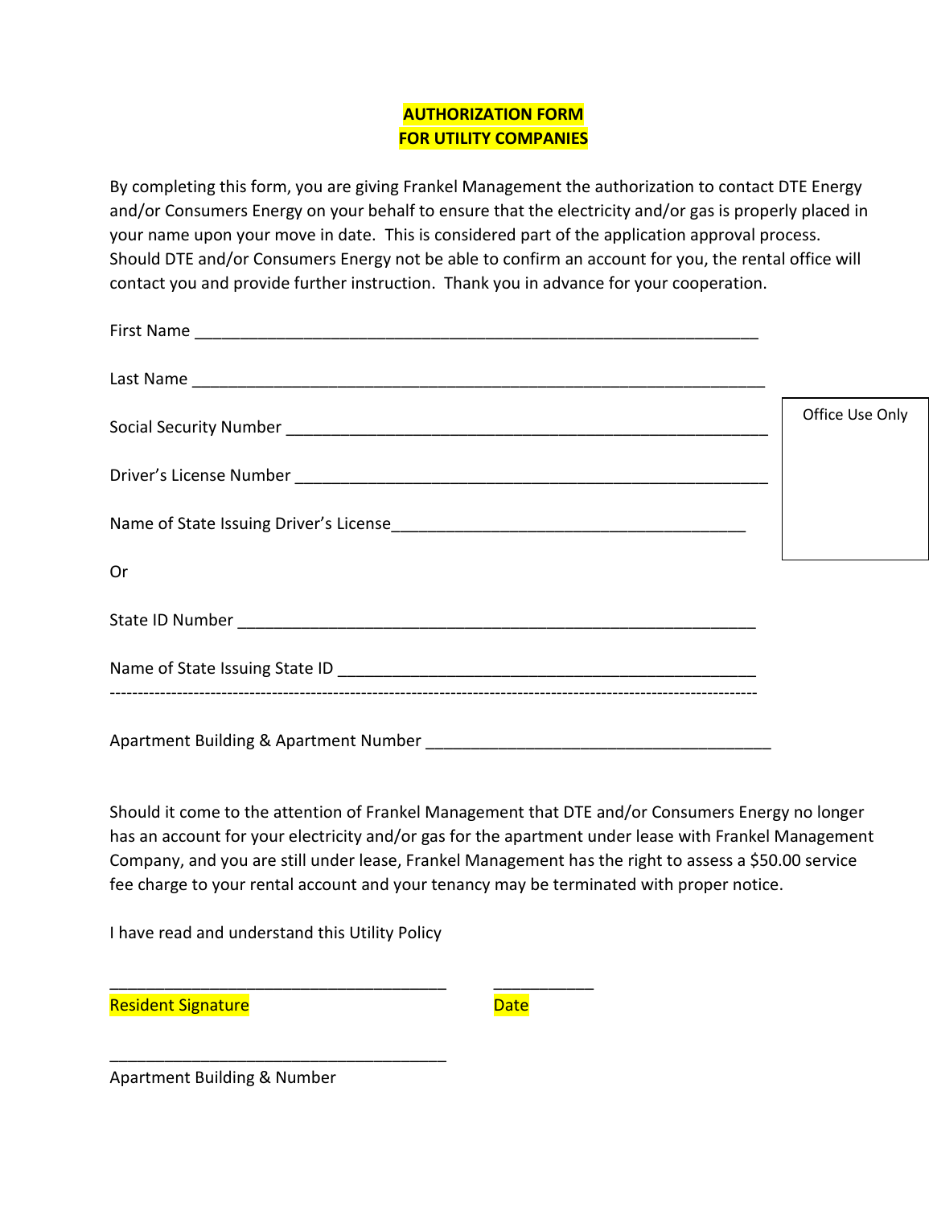**AUTHORIZATION FORM**
**FOR UTILITY COMPANIES**

By completing this form, you are giving Frankel Management the authorization to contact DTE Energy and/or Consumers Energy on your behalf to ensure that the electricity and/or gas is properly placed in your name upon your move in date. This is considered part of the application approval process. Should DTE and/or Consumers Energy not be able to confirm an account for you, the rental office will contact you and provide further instruction. Thank you in advance for your cooperation.

First Name ______________________________________________________________

Last Name ______________________________________________________________

Social Security Number __________________________________________________

Driver's License Number _________________________________________________

Name of State Issuing Driver's License______________________________________

Office Use Only

Or

State ID Number ________________________________________________________

Name of State Issuing State ID ____________________________________________

------------------------------------------------------------------------------------------------------------------------

Apartment Building & Apartment Number ____________________________________

Should it come to the attention of Frankel Management that DTE and/or Consumers Energy no longer has an account for your electricity and/or gas for the apartment under lease with Frankel Management Company, and you are still under lease, Frankel Management has the right to assess a $50.00 service fee charge to your rental account and your tenancy may be terminated with proper notice.

I have read and understand this Utility Policy

______________________________________ ___________

Resident Signature Date

______________________________________

Apartment Building & Number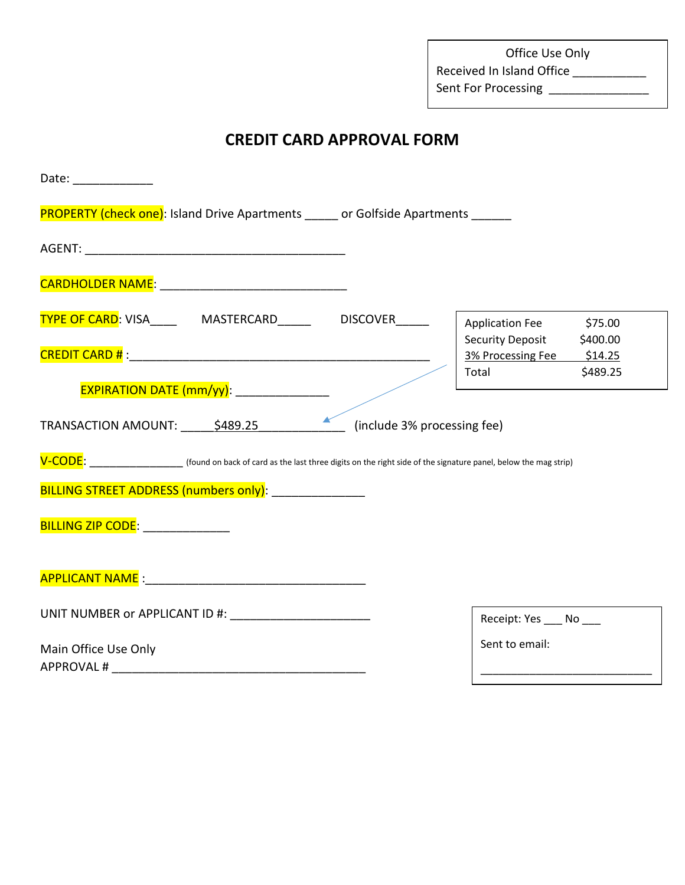| Office Use Only |
|---|
| Received In Island Office ___________ |
| Sent For Processing _______________ |

# CREDIT CARD APPROVAL FORM

Date: ____________

PROPERTY (check one): Island Drive Apartments _____ or Golfside Apartments ______

AGENT: ________________________________________

CARDHOLDER NAME: _____________________________

TYPE OF CARD: VISA____ MASTERCARD_____ DISCOVER_____

CREDIT CARD # :_______________________________________________

EXPIRATION DATE (mm/yy): ______________

| | |
|---|---|
| Application Fee | $75.00 |
| Security Deposit | $400.00 |
| 3% Processing Fee | $14.25 |
| Total | $489.25 |

TRANSACTION AMOUNT: _____$489.25_____________ (include 3% processing fee)

V-CODE: _______________ (found on back of card as the last three digits on the right side of the signature panel, below the mag strip)

BILLING STREET ADDRESS (numbers only): ______________

BILLING ZIP CODE: _____________

APPLICANT NAME :_________________________________

UNIT NUMBER or APPLICANT ID #: _____________________

Main Office Use Only
APPROVAL # _______________________________________

| Receipt: Yes ___ No ___ |
|---|
| Sent to email: |
| ____________________________ |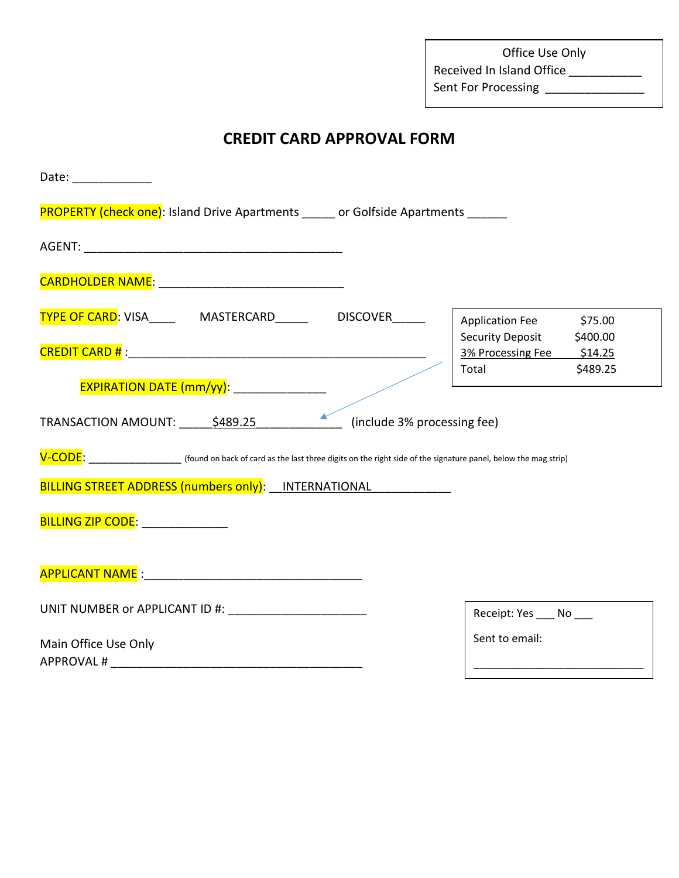Office Use Only
Received In Island Office ___________
Sent For Processing _______________

# CREDIT CARD APPROVAL FORM

Date: ____________

PROPERTY (check one): Island Drive Apartments _____ or Golfside Apartments ______

AGENT: ________________________________________

CARDHOLDER NAME: ____________________________

TYPE OF CARD: VISA____ MASTERCARD_____ DISCOVER_____

| Application Fee | $75.00 |
|---|---|
| Security Deposit | $400.00 |
| 3% Processing Fee | $14.25 |
| Total | $489.25 |

CREDIT CARD # :_____________________________________________

EXPIRATION DATE (mm/yy): ______________

TRANSACTION AMOUNT: _____$489.25_____________ (include 3% processing fee)

V-CODE: _______________ (found on back of card as the last three digits on the right side of the signature panel, below the mag strip)

BILLING STREET ADDRESS (numbers only): __INTERNATIONAL____________

BILLING ZIP CODE: _____________

APPLICANT NAME :_________________________________

UNIT NUMBER or APPLICANT ID #: _____________________

Main Office Use Only
APPROVAL # _______________________________________

Receipt: Yes ___ No ___

Sent to email:

___________________________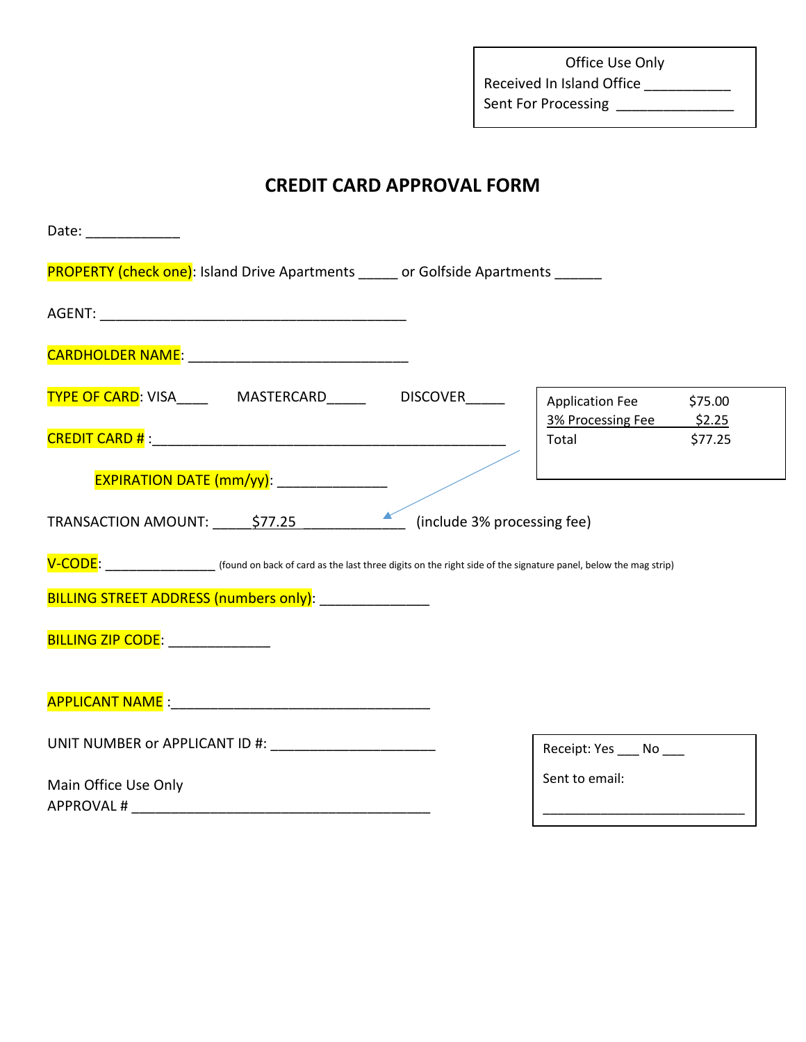Office Use Only
Received In Island Office ___________
Sent For Processing _______________

# CREDIT CARD APPROVAL FORM

Date: ____________

PROPERTY (check one): Island Drive Apartments _____ or Golfside Apartments ______

AGENT: ________________________________________

CARDHOLDER NAME: ____________________________

TYPE OF CARD: VISA____ MASTERCARD_____ DISCOVER_____

| | |
|---|---|
| Application Fee | $75.00 |
| 3% Processing Fee | $2.25 |
| Total | $77.25 |

CREDIT CARD # :____________________________________________

EXPIRATION DATE (mm/yy): ______________

TRANSACTION AMOUNT: _____$77.25 _____________ (include 3% processing fee)

V-CODE: _______________ (found on back of card as the last three digits on the right side of the signature panel, below the mag strip)

BILLING STREET ADDRESS (numbers only): ______________

BILLING ZIP CODE: _____________

APPLICANT NAME :__________________________________

UNIT NUMBER or APPLICANT ID #: _____________________

Main Office Use Only
APPROVAL # _______________________________________

Receipt: Yes ___ No ___

Sent to email:

___________________________